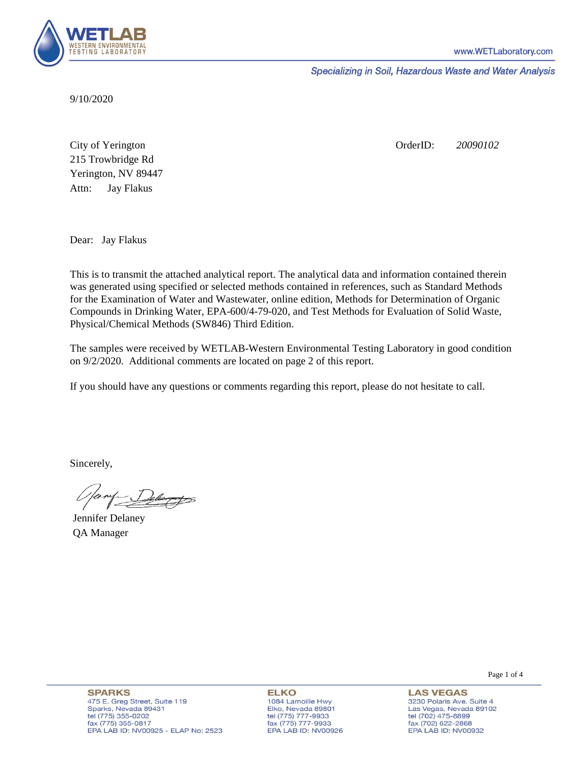WETLAB
WESTERN ENVIRONMENTAL TESTING LABORATORY

www.WETLaboratory.com

*Specializing in Soil, Hazardous Waste and Water Analysis*

9/10/2020

City of Yerington
215 Trowbridge Rd
Yerington, NV 89447
Attn: Jay Flakus

OrderID: *20090102*

Dear: Jay Flakus

This is to transmit the attached analytical report. The analytical data and information contained therein was generated using specified or selected methods contained in references, such as Standard Methods for the Examination of Water and Wastewater, online edition, Methods for Determination of Organic Compounds in Drinking Water, EPA-600/4-79-020, and Test Methods for Evaluation of Solid Waste, Physical/Chemical Methods (SW846) Third Edition.

The samples were received by WETLAB-Western Environmental Testing Laboratory in good condition on 9/2/2020. Additional comments are located on page 2 of this report.

If you should have any questions or comments regarding this report, please do not hesitate to call.

Sincerely,

Jennifer Delaney
QA Manager

**SPARKS**
475 E. Greg Street, Suite 119
Sparks, Nevada 89431
tel (775) 355-0202
fax (775) 355-0817
EPA LAB ID: NV00925 - ELAP No: 2523

**ELKO**
1084 Lamoille Hwy
Elko, Nevada 89801
tel (775) 777-9933
fax (775) 777-9933
EPA LAB ID: NV00926

**LAS VEGAS**
3230 Polaris Ave. Suite 4
Las Vegas, Nevada 89102
tel (702) 475-8899
fax (702) 622-2868
EPA LAB ID: NV00932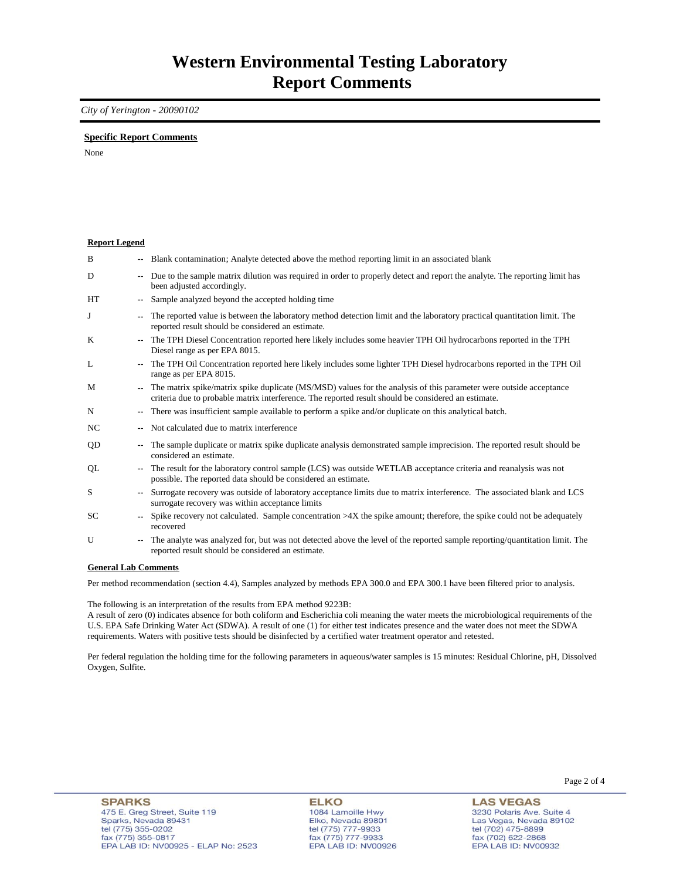# Western Environmental Testing Laboratory
# Report Comments

*City of Yerington - 20090102*

**Specific Report Comments**

None

**Report Legend**

| | | |
|---|---|---|
| B | -- | Blank contamination; Analyte detected above the method reporting limit in an associated blank |
| D | -- | Due to the sample matrix dilution was required in order to properly detect and report the analyte. The reporting limit has been adjusted accordingly. |
| HT | -- | Sample analyzed beyond the accepted holding time |
| J | -- | The reported value is between the laboratory method detection limit and the laboratory practical quantitation limit. The reported result should be considered an estimate. |
| K | -- | The TPH Diesel Concentration reported here likely includes some heavier TPH Oil hydrocarbons reported in the TPH Diesel range as per EPA 8015. |
| L | -- | The TPH Oil Concentration reported here likely includes some lighter TPH Diesel hydrocarbons reported in the TPH Oil range as per EPA 8015. |
| M | -- | The matrix spike/matrix spike duplicate (MS/MSD) values for the analysis of this parameter were outside acceptance criteria due to probable matrix interference. The reported result should be considered an estimate. |
| N | -- | There was insufficient sample available to perform a spike and/or duplicate on this analytical batch. |
| NC | -- | Not calculated due to matrix interference |
| QD | -- | The sample duplicate or matrix spike duplicate analysis demonstrated sample imprecision. The reported result should be considered an estimate. |
| QL | -- | The result for the laboratory control sample (LCS) was outside WETLAB acceptance criteria and reanalysis was not possible. The reported data should be considered an estimate. |
| S | -- | Surrogate recovery was outside of laboratory acceptance limits due to matrix interference. The associated blank and LCS surrogate recovery was within acceptance limits |
| SC | -- | Spike recovery not calculated. Sample concentration >4X the spike amount; therefore, the spike could not be adequately recovered |
| U | -- | The analyte was analyzed for, but was not detected above the level of the reported sample reporting/quantitation limit. The reported result should be considered an estimate. |

**General Lab Comments**

Per method recommendation (section 4.4), Samples analyzed by methods EPA 300.0 and EPA 300.1 have been filtered prior to analysis.

The following is an interpretation of the results from EPA method 9223B:
A result of zero (0) indicates absence for both coliform and Escherichia coli meaning the water meets the microbiological requirements of the U.S. EPA Safe Drinking Water Act (SDWA). A result of one (1) for either test indicates presence and the water does not meet the SDWA requirements. Waters with positive tests should be disinfected by a certified water treatment operator and retested.

Per federal regulation the holding time for the following parameters in aqueous/water samples is 15 minutes: Residual Chlorine, pH, Dissolved Oxygen, Sulfite.

**SPARKS**
475 E. Greg Street, Suite 119
Sparks, Nevada 89431
tel (775) 355-0202
fax (775) 355-0817
EPA LAB ID: NV00925 - ELAP No: 2523

**ELKO**
1084 Lamoille Hwy
Elko, Nevada 89801
tel (775) 777-9933
fax (775) 777-9933
EPA LAB ID: NV00926

**LAS VEGAS**
3230 Polaris Ave. Suite 4
Las Vegas, Nevada 89102
tel (702) 475-8899
fax (702) 622-2868
EPA LAB ID: NV00932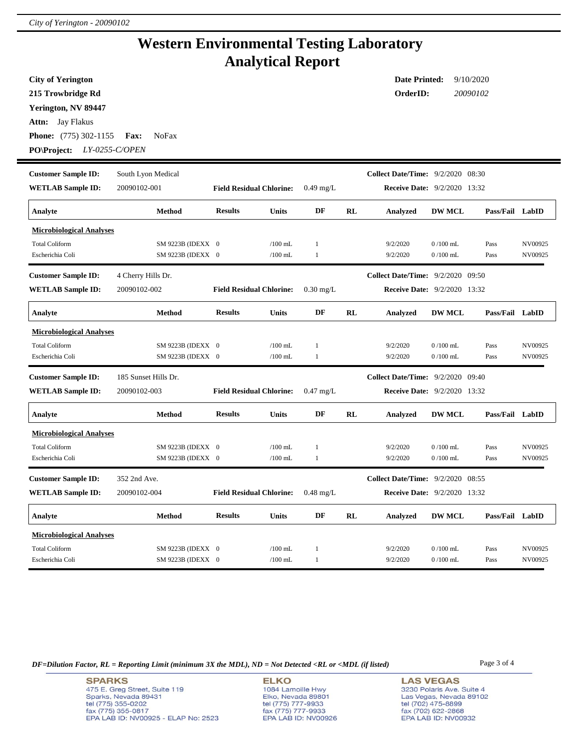# Western Environmental Testing Laboratory
# Analytical Report

**City of Yerington**
**215 Trowbridge Rd**
**Yerington, NV 89447**
**Attn:** Jay Flakus
**Phone:** (775) 302-1155 **Fax:** NoFax
**PO\Project:** *LY-0255-C/OPEN*

**Date Printed:** 9/10/2020
**OrderID:** *20090102*

---

**Customer Sample ID:** South Lyon Medical
**WETLAB Sample ID:** 20090102-001
**Field Residual Chlorine:** 0.49 mg/L
**Collect Date/Time:** 9/2/2020 08:30
**Receive Date:** 9/2/2020 13:32

| Analyte | Method | Results | Units | DF | RL | Analyzed | DW MCL | Pass/Fail | LabID |
|---|---|---|---|---|---|---|---|---|---|
| **Microbiological Analyses** | | | | | | | | | |
| Total Coliform | SM 9223B (IDEXX | 0 | /100 mL | 1 | | 9/2/2020 | 0 /100 mL | Pass | NV00925 |
| Escherichia Coli | SM 9223B (IDEXX | 0 | /100 mL | 1 | | 9/2/2020 | 0 /100 mL | Pass | NV00925 |

**Customer Sample ID:** 4 Cherry Hills Dr.
**WETLAB Sample ID:** 20090102-002
**Field Residual Chlorine:** 0.30 mg/L
**Collect Date/Time:** 9/2/2020 09:50
**Receive Date:** 9/2/2020 13:32

| Analyte | Method | Results | Units | DF | RL | Analyzed | DW MCL | Pass/Fail | LabID |
|---|---|---|---|---|---|---|---|---|---|
| **Microbiological Analyses** | | | | | | | | | |
| Total Coliform | SM 9223B (IDEXX | 0 | /100 mL | 1 | | 9/2/2020 | 0 /100 mL | Pass | NV00925 |
| Escherichia Coli | SM 9223B (IDEXX | 0 | /100 mL | 1 | | 9/2/2020 | 0 /100 mL | Pass | NV00925 |

**Customer Sample ID:** 185 Sunset Hills Dr.
**WETLAB Sample ID:** 20090102-003
**Field Residual Chlorine:** 0.47 mg/L
**Collect Date/Time:** 9/2/2020 09:40
**Receive Date:** 9/2/2020 13:32

| Analyte | Method | Results | Units | DF | RL | Analyzed | DW MCL | Pass/Fail | LabID |
|---|---|---|---|---|---|---|---|---|---|
| **Microbiological Analyses** | | | | | | | | | |
| Total Coliform | SM 9223B (IDEXX | 0 | /100 mL | 1 | | 9/2/2020 | 0 /100 mL | Pass | NV00925 |
| Escherichia Coli | SM 9223B (IDEXX | 0 | /100 mL | 1 | | 9/2/2020 | 0 /100 mL | Pass | NV00925 |

**Customer Sample ID:** 352 2nd Ave.
**WETLAB Sample ID:** 20090102-004
**Field Residual Chlorine:** 0.48 mg/L
**Collect Date/Time:** 9/2/2020 08:55
**Receive Date:** 9/2/2020 13:32

| Analyte | Method | Results | Units | DF | RL | Analyzed | DW MCL | Pass/Fail | LabID |
|---|---|---|---|---|---|---|---|---|---|
| **Microbiological Analyses** | | | | | | | | | |
| Total Coliform | SM 9223B (IDEXX | 0 | /100 mL | 1 | | 9/2/2020 | 0 /100 mL | Pass | NV00925 |
| Escherichia Coli | SM 9223B (IDEXX | 0 | /100 mL | 1 | | 9/2/2020 | 0 /100 mL | Pass | NV00925 |

*DF=Dilution Factor, RL = Reporting Limit (minimum 3X the MDL), ND = Not Detected <RL or <MDL (if listed)*

**SPARKS**
475 E. Greg Street, Suite 119
Sparks, Nevada 89431
tel (775) 355-0202
fax (775) 355-0817
EPA LAB ID: NV00925 - ELAP No: 2523

**ELKO**
1084 Lamoille Hwy
Elko, Nevada 89801
tel (775) 777-9933
fax (775) 777-9933
EPA LAB ID: NV00926

**LAS VEGAS**
3230 Polaris Ave. Suite 4
Las Vegas, Nevada 89102
tel (702) 475-8899
fax (702) 622-2868
EPA LAB ID: NV00932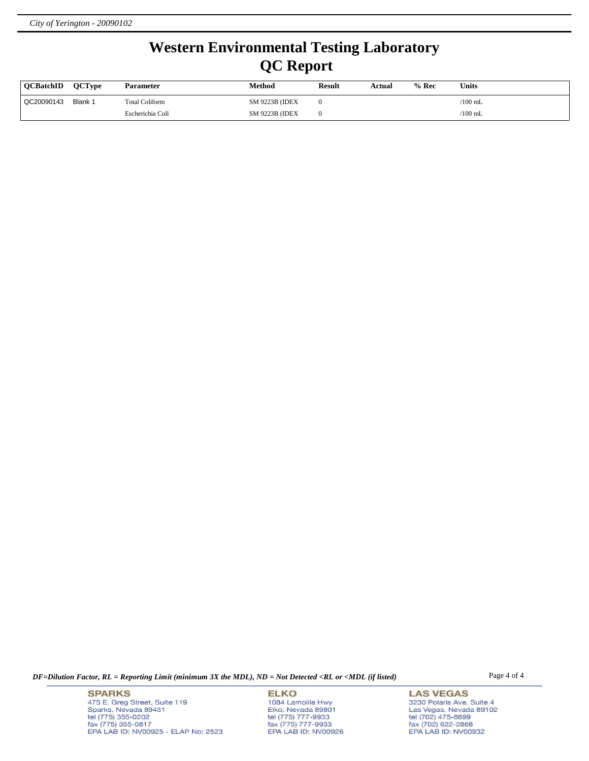# Western Environmental Testing Laboratory
# QC Report

| QCBatchID | QCType | Parameter | Method | Result | Actual | % Rec | Units |
|---|---|---|---|---|---|---|---|
| QC20090143 | Blank 1 | Total Coliform | SM 9223B (IDEX | 0 | | | /100 mL |
| | | Escherichia Coli | SM 9223B (IDEX | 0 | | | /100 mL |

*DF=Dilution Factor, RL = Reporting Limit (minimum 3X the MDL), ND = Not Detected <RL or <MDL (if listed)*

**SPARKS**
475 E. Greg Street, Suite 119
Sparks, Nevada 89431
tel (775) 355-0202
fax (775) 355-0817
EPA LAB ID: NV00925 - ELAP No: 2523

**ELKO**
1084 Lamoille Hwy
Elko, Nevada 89801
tel (775) 777-9933
fax (775) 777-9933
EPA LAB ID: NV00926

**LAS VEGAS**
3230 Polaris Ave. Suite 4
Las Vegas, Nevada 89102
tel (702) 475-8899
fax (702) 622-2868
EPA LAB ID: NV00932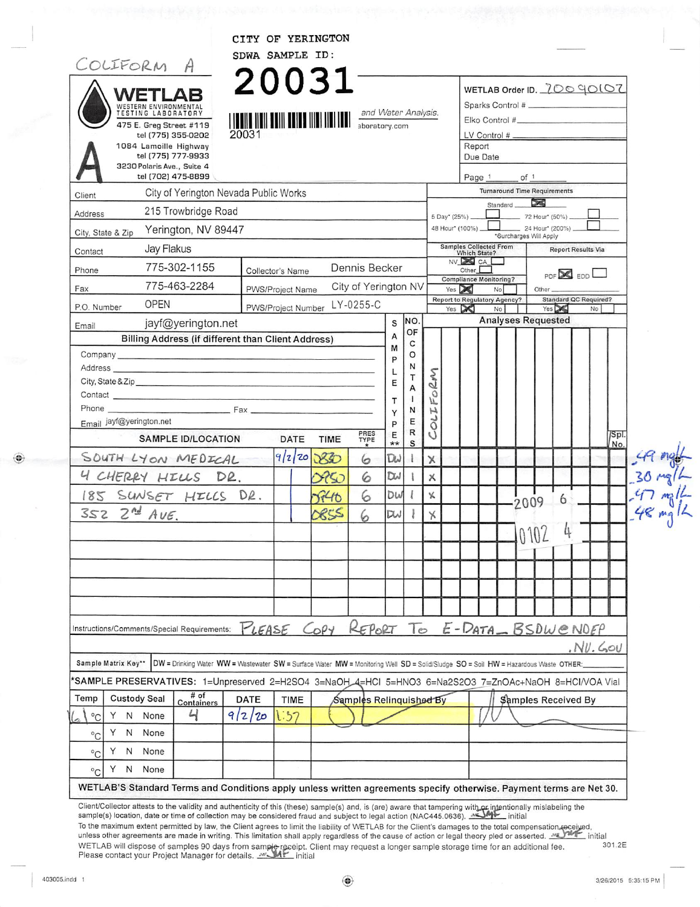COLIFORM A

CITY OF YERINGTON
SDWA SAMPLE ID:

# 20031

20031

**WETLAB**
WESTERN ENVIRONMENTAL TESTING LABORATORY
475 E. Greg Street #119
tel (775) 355-0202
1084 Lamoille Highway
tel (775) 777-9933
3230 Polaris Ave., Suite 4
tel (702) 475-8899

and Water Analysis.
aboratory.com

WETLAB Order ID. 20090107
Sparks Control #
Elko Control #
LV Control #
Report Due Date
Page 1 of 1

| | |
|---|---|
| Client | City of Yerington Nevada Public Works |
| Address | 215 Trowbridge Road |
| City, State & Zip | Yerington, NV 89447 |
| Contact | Jay Flakus |
| Phone | 775-302-1155 |
| Fax | 775-463-2284 |
| P.O. Number | OPEN |
| Email | jayf@yerington.net |
| Collector's Name | Dennis Becker |
| PWS/Project Name | City of Yerington NV |
| PWS/Project Number | LY-0255-C |

**Turnaround Time Requirements**
Standard [X]
5 Day* (25%) [ ] 72 Hour* (50%) [ ]
48 Hour* (100%) [ ] 24 Hour* (200%) [ ]
*Surcharges Will Apply

Samples Collected From Which State? NV [X] CA [ ] Other [ ]
Compliance Monitoring? Yes [X] No [ ]
Report to Regulatory Agency? Yes [X] No [ ]
Report Results Via: PDF [X] EDD [ ] Other
Standard QC Required? Yes [X] No [ ]

**Billing Address (if different than Client Address)**
Company
Address
City, State & Zip
Contact
Phone Fax
Email jayf@yerington.net

**Analyses Requested**

| SAMPLE ID/LOCATION | DATE | TIME | PRES TYPE* | SAMPLE TYPE** | NO. OF CONTAINERS | COLIFORM | | Spl. No. |
|---|---|---|---|---|---|---|---|---|
| SOUTH LYON MEDICAL | 9/2/20 | 0830 | 6 | DW | 1 | X | | .49 mg/L |
| 4 CHERRY HILLS DR. | | 0950 | 6 | DW | 1 | X | | .30 mg/L |
| 185 SUNSET HILLS DR. | | 0940 | 6 | DW | 1 | X | 2009 6 | .47 mg/L |
| 352 2nd AVE. | | 0855 | 6 | DW | 1 | X | 0102 4 | .48 mg/L |

Instructions/Comments/Special Requirements: PLEASE COPY REPORT TO E-DATA_BSDW@NDEP.NV.GOV

Sample Matrix Key** DW = Drinking Water WW = Wastewater SW = Surface Water MW = Monitoring Well SD = Solid/Sludge SO = Soil HW = Hazardous Waste OTHER:

*SAMPLE PRESERVATIVES: 1=Unpreserved 2=H2SO4 3=NaOH 4=HCl 5=HNO3 6=Na2S2O3 7=ZnOAc+NaOH 8=HCl/VOA Vial

| Temp | Custody Seal | # of Containers | DATE | TIME | Samples Relinquished By | Samples Received By |
|---|---|---|---|---|---|---|
| 6.1 °C | Y N None | 4 | 9/2/20 | 1:37 | | |
| °C | Y N None | | | | | |
| °C | Y N None | | | | | |
| °C | Y N None | | | | | |

**WETLAB'S Standard Terms and Conditions apply unless written agreements specify otherwise. Payment terms are Net 30.**

Client/Collector attests to the validity and authenticity of this (these) sample(s) and, is (are) aware that tampering with or intentionally mislabeling the sample(s) location, date or time of collection may be considered fraud and subject to legal action (NAC445.0636). ____ initial
To the maximum extent permitted by law, the Client agrees to limit the liability of WETLAB for the Client's damages to the total compensation received, unless other agreements are made in writing. This limitation shall apply regardless of the cause of action or legal theory pled or asserted. ____ initial
WETLAB will dispose of samples 90 days from sample receipt. Client may request a longer sample storage time for an additional fee. Please contact your Project Manager for details. ____ initial

301.2E